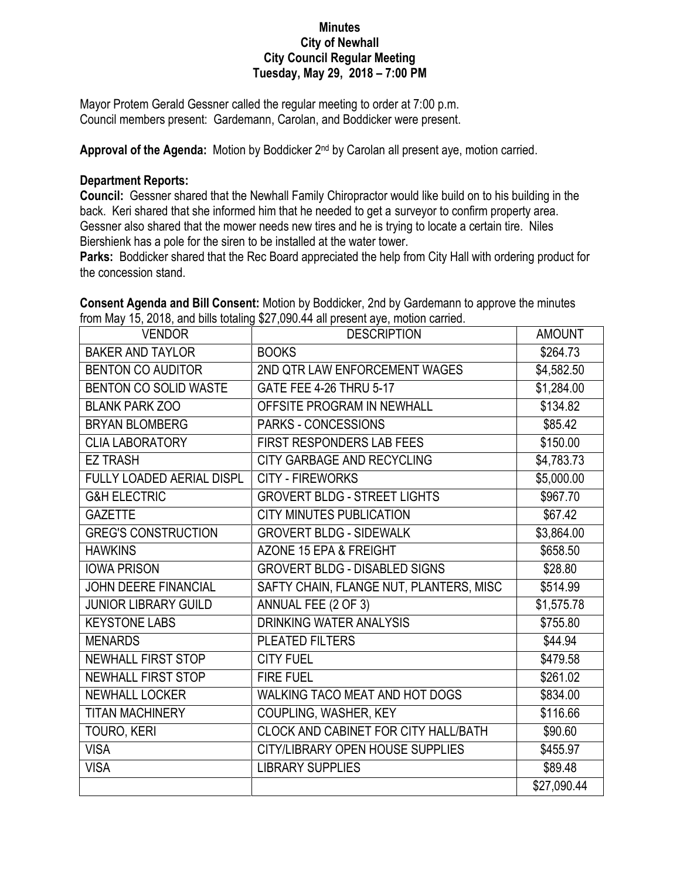**Minutes**
**City of Newhall**
**City Council Regular Meeting**
**Tuesday, May 29, 2018 – 7:00 PM**

Mayor Protem Gerald Gessner called the regular meeting to order at 7:00 p.m.
Council members present: Gardemann, Carolan, and Boddicker were present.

**Approval of the Agenda:** Motion by Boddicker 2nd by Carolan all present aye, motion carried.

**Department Reports:**

**Council:** Gessner shared that the Newhall Family Chiropractor would like build on to his building in the back. Keri shared that she informed him that he needed to get a surveyor to confirm property area. Gessner also shared that the mower needs new tires and he is trying to locate a certain tire. Niles Biershienk has a pole for the siren to be installed at the water tower.

**Parks:** Boddicker shared that the Rec Board appreciated the help from City Hall with ordering product for the concession stand.

**Consent Agenda and Bill Consent:** Motion by Boddicker, 2nd by Gardemann to approve the minutes from May 15, 2018, and bills totaling $27,090.44 all present aye, motion carried.

| VENDOR | DESCRIPTION | AMOUNT |
|---|---|---|
| BAKER AND TAYLOR | BOOKS | $264.73 |
| BENTON CO AUDITOR | 2ND QTR LAW ENFORCEMENT WAGES | $4,582.50 |
| BENTON CO SOLID WASTE | GATE FEE 4-26 THRU 5-17 | $1,284.00 |
| BLANK PARK ZOO | OFFSITE PROGRAM IN NEWHALL | $134.82 |
| BRYAN BLOMBERG | PARKS - CONCESSIONS | $85.42 |
| CLIA LABORATORY | FIRST RESPONDERS LAB FEES | $150.00 |
| EZ TRASH | CITY GARBAGE AND RECYCLING | $4,783.73 |
| FULLY LOADED AERIAL DISPL | CITY - FIREWORKS | $5,000.00 |
| G&H ELECTRIC | GROVERT BLDG - STREET LIGHTS | $967.70 |
| GAZETTE | CITY MINUTES PUBLICATION | $67.42 |
| GREG'S CONSTRUCTION | GROVERT BLDG - SIDEWALK | $3,864.00 |
| HAWKINS | AZONE 15 EPA & FREIGHT | $658.50 |
| IOWA PRISON | GROVERT BLDG - DISABLED SIGNS | $28.80 |
| JOHN DEERE FINANCIAL | SAFTY CHAIN, FLANGE NUT, PLANTERS, MISC | $514.99 |
| JUNIOR LIBRARY GUILD | ANNUAL FEE (2 OF 3) | $1,575.78 |
| KEYSTONE LABS | DRINKING WATER ANALYSIS | $755.80 |
| MENARDS | PLEATED FILTERS | $44.94 |
| NEWHALL FIRST STOP | CITY FUEL | $479.58 |
| NEWHALL FIRST STOP | FIRE FUEL | $261.02 |
| NEWHALL LOCKER | WALKING TACO MEAT AND HOT DOGS | $834.00 |
| TITAN MACHINERY | COUPLING, WASHER, KEY | $116.66 |
| TOURO, KERI | CLOCK AND CABINET FOR CITY HALL/BATH | $90.60 |
| VISA | CITY/LIBRARY OPEN HOUSE SUPPLIES | $455.97 |
| VISA | LIBRARY SUPPLIES | $89.48 |
| | | $27,090.44 |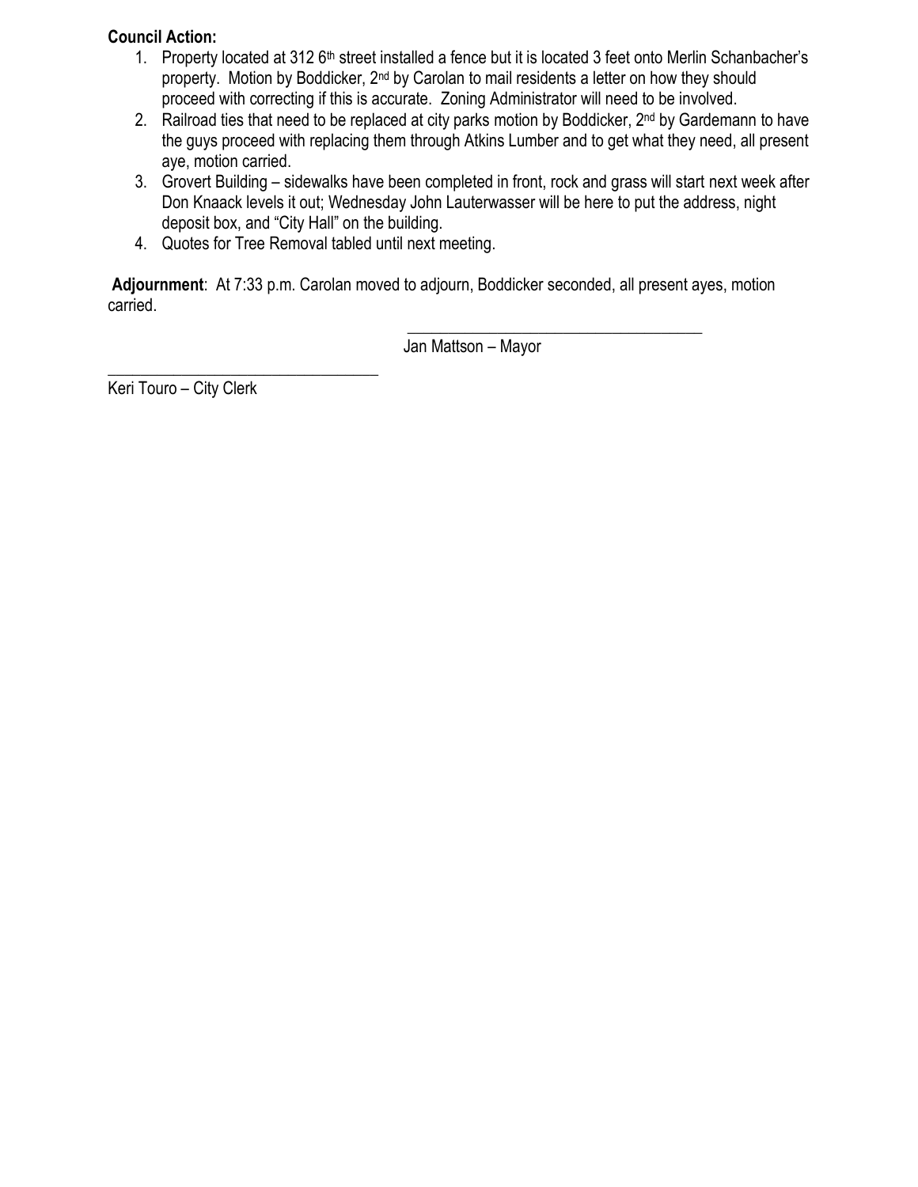**Council Action:**

1. Property located at 312 6th street installed a fence but it is located 3 feet onto Merlin Schanbacher's property. Motion by Boddicker, 2nd by Carolan to mail residents a letter on how they should proceed with correcting if this is accurate. Zoning Administrator will need to be involved.
2. Railroad ties that need to be replaced at city parks motion by Boddicker, 2nd by Gardemann to have the guys proceed with replacing them through Atkins Lumber and to get what they need, all present aye, motion carried.
3. Grovert Building – sidewalks have been completed in front, rock and grass will start next week after Don Knaack levels it out; Wednesday John Lauterwasser will be here to put the address, night deposit box, and "City Hall" on the building.
4. Quotes for Tree Removal tabled until next meeting.

**Adjournment**: At 7:33 p.m. Carolan moved to adjourn, Boddicker seconded, all present ayes, motion carried.

\_\_\_\_\_\_\_\_\_\_\_\_\_\_\_\_\_\_\_\_\_\_\_\_\_\_\_\_\_\_\_\_\_\_\_\_

Jan Mattson – Mayor

\_\_\_\_\_\_\_\_\_\_\_\_\_\_\_\_\_\_\_\_\_\_\_\_\_\_\_\_\_\_\_\_\_\_\_\_

Keri Touro – City Clerk